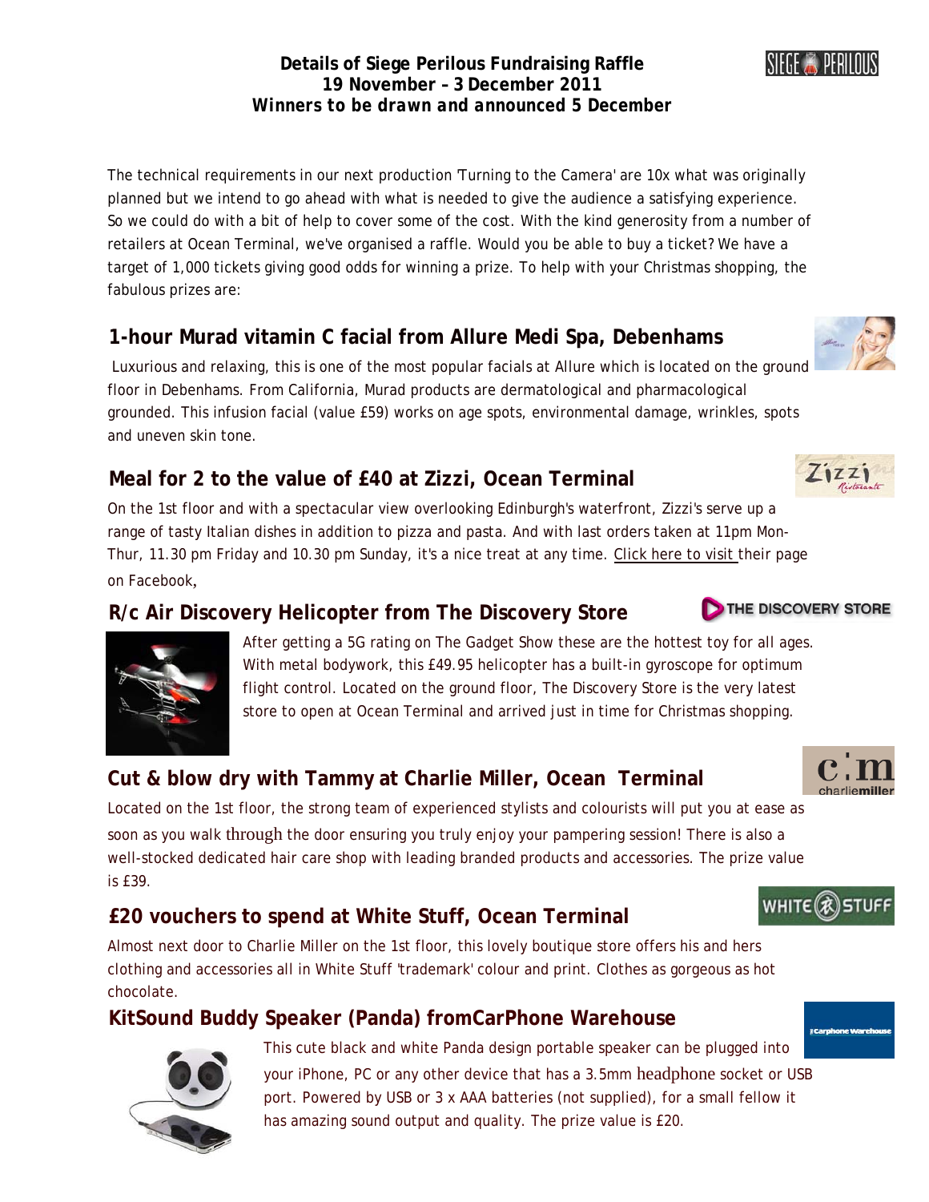**Details of Siege Perilous Fundraising Raffle**
**19 November – 3 December 2011**
***Winners to be drawn and announced 5 December***

The technical requirements in our next production 'Turning to the Camera' are 10x what was originally planned but we intend to go ahead with what is needed to give the audience a satisfying experience. So we could do with a bit of help to cover some of the cost. With the kind generosity from a number of retailers at Ocean Terminal, we've organised a raffle. Would you be able to buy a ticket? We have a target of 1,000 tickets giving good odds for winning a prize. To help with your Christmas shopping, the fabulous prizes are:

## 1-hour Murad vitamin C facial from Allure Medi Spa, Debenhams

Luxurious and relaxing, this is one of the most popular facials at Allure which is located on the ground floor in Debenhams. From California, Murad products are dermatological and pharmacological grounded. This infusion facial (value £59) works on age spots, environmental damage, wrinkles, spots and uneven skin tone.

## Meal for 2 to the value of £40 at Zizzi, Ocean Terminal

On the 1st floor and with a spectacular view overlooking Edinburgh's waterfront, Zizzi's serve up a range of tasty Italian dishes in addition to pizza and pasta. And with last orders taken at 11pm Mon-Thur, 11.30 pm Friday and 10.30 pm Sunday, it's a nice treat at any time. Click here to visit their page on Facebook,

## R/c Air Discovery Helicopter from The Discovery Store

After getting a 5G rating on The Gadget Show these are the hottest toy for all ages. With metal bodywork, this £49.95 helicopter has a built-in gyroscope for optimum flight control. Located on the ground floor, The Discovery Store is the very latest store to open at Ocean Terminal and arrived just in time for Christmas shopping.

## Cut & blow dry with Tammy at Charlie Miller, Ocean Terminal

Located on the 1st floor, the strong team of experienced stylists and colourists will put you at ease as soon as you walk through the door ensuring you truly enjoy your pampering session! There is also a well-stocked dedicated hair care shop with leading branded products and accessories. The prize value is £39.

## £20 vouchers to spend at White Stuff, Ocean Terminal

Almost next door to Charlie Miller on the 1st floor, this lovely boutique store offers his and hers clothing and accessories all in White Stuff 'trademark' colour and print. Clothes as gorgeous as hot chocolate.

## KitSound Buddy Speaker (Panda) fromCarPhone Warehouse

This cute black and white Panda design portable speaker can be plugged into your iPhone, PC or any other device that has a 3.5mm headphone socket or USB port. Powered by USB or 3 x AAA batteries (not supplied), for a small fellow it has amazing sound output and quality. The prize value is £20.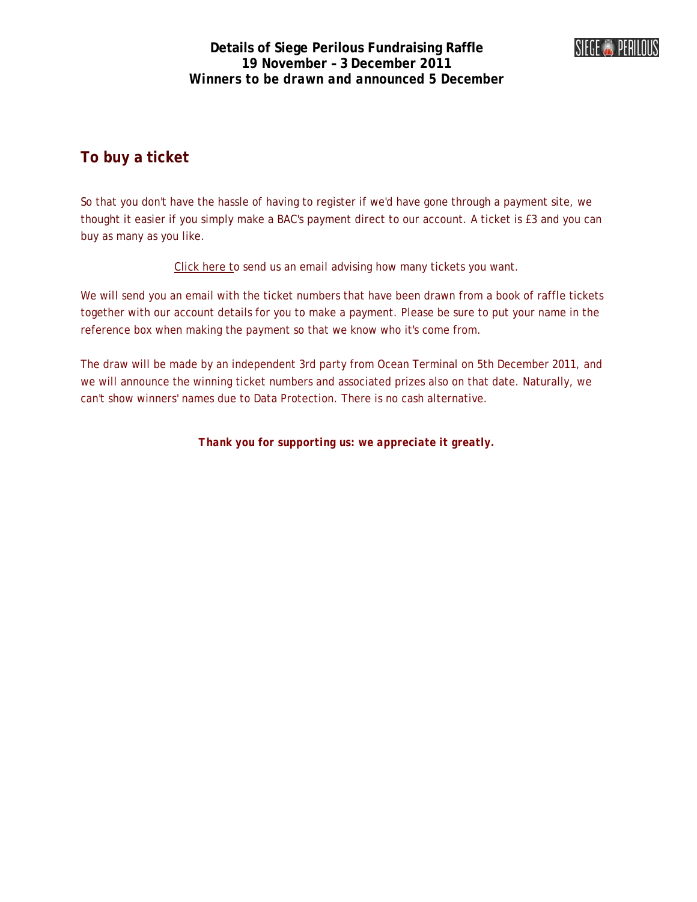**Details of Siege Perilous Fundraising Raffle**
**19 November – 3 December 2011**
***Winners to be drawn and announced 5 December***

## To buy a ticket

So that you don't have the hassle of having to register if we'd have gone through a payment site, we thought it easier if you simply make a BAC's payment direct to our account. A ticket is £3 and you can buy as many as you like.

Click here to send us an email advising how many tickets you want.

We will send you an email with the ticket numbers that have been drawn from a book of raffle tickets together with our account details for you to make a payment. Please be sure to put your name in the reference box when making the payment so that we know who it's come from.

The draw will be made by an independent 3rd party from Ocean Terminal on 5th December 2011, and we will announce the winning ticket numbers and associated prizes also on that date. Naturally, we can't show winners' names due to Data Protection. There is no cash alternative.

***Thank you for supporting us: we appreciate it greatly.***